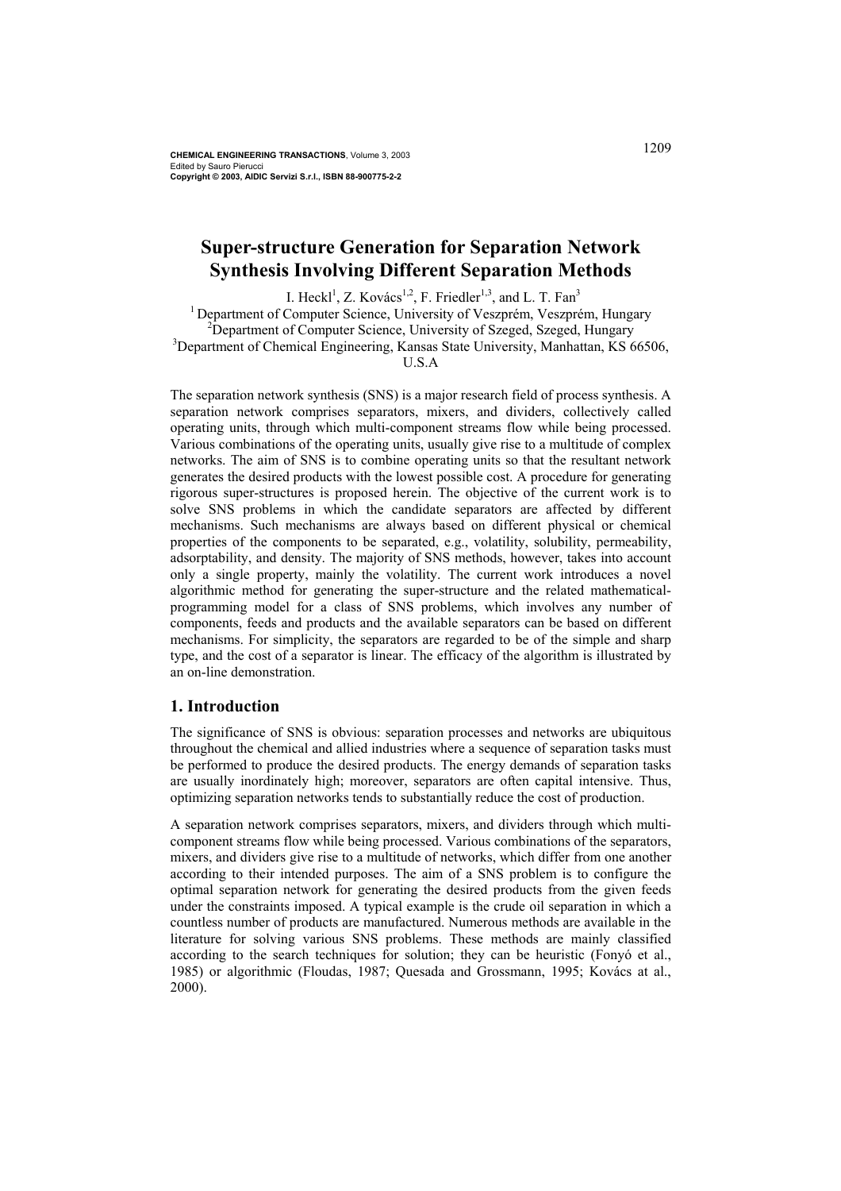# Super-structure Generation for Separation Network Synthesis Involving Different Separation Methods

I. Heckl[1], Z. Kovács[1,2], F. Friedler[1,3], and L. T. Fan[3]

[1] Department of Computer Science, University of Veszprém, Veszprém, Hungary
[2]Department of Computer Science, University of Szeged, Szeged, Hungary
[3]Department of Chemical Engineering, Kansas State University, Manhattan, KS 66506, U.S.A

The separation network synthesis (SNS) is a major research field of process synthesis. A separation network comprises separators, mixers, and dividers, collectively called operating units, through which multi-component streams flow while being processed. Various combinations of the operating units, usually give rise to a multitude of complex networks. The aim of SNS is to combine operating units so that the resultant network generates the desired products with the lowest possible cost. A procedure for generating rigorous super-structures is proposed herein. The objective of the current work is to solve SNS problems in which the candidate separators are affected by different mechanisms. Such mechanisms are always based on different physical or chemical properties of the components to be separated, e.g., volatility, solubility, permeability, adsorptability, and density. The majority of SNS methods, however, takes into account only a single property, mainly the volatility. The current work introduces a novel algorithmic method for generating the super-structure and the related mathematical-programming model for a class of SNS problems, which involves any number of components, feeds and products and the available separators can be based on different mechanisms. For simplicity, the separators are regarded to be of the simple and sharp type, and the cost of a separator is linear. The efficacy of the algorithm is illustrated by an on-line demonstration.

## 1. Introduction

The significance of SNS is obvious: separation processes and networks are ubiquitous throughout the chemical and allied industries where a sequence of separation tasks must be performed to produce the desired products. The energy demands of separation tasks are usually inordinately high; moreover, separators are often capital intensive. Thus, optimizing separation networks tends to substantially reduce the cost of production.

A separation network comprises separators, mixers, and dividers through which multi-component streams flow while being processed. Various combinations of the separators, mixers, and dividers give rise to a multitude of networks, which differ from one another according to their intended purposes. The aim of a SNS problem is to configure the optimal separation network for generating the desired products from the given feeds under the constraints imposed. A typical example is the crude oil separation in which a countless number of products are manufactured. Numerous methods are available in the literature for solving various SNS problems. These methods are mainly classified according to the search techniques for solution; they can be heuristic (Fonyó et al., 1985) or algorithmic (Floudas, 1987; Quesada and Grossmann, 1995; Kovács at al., 2000).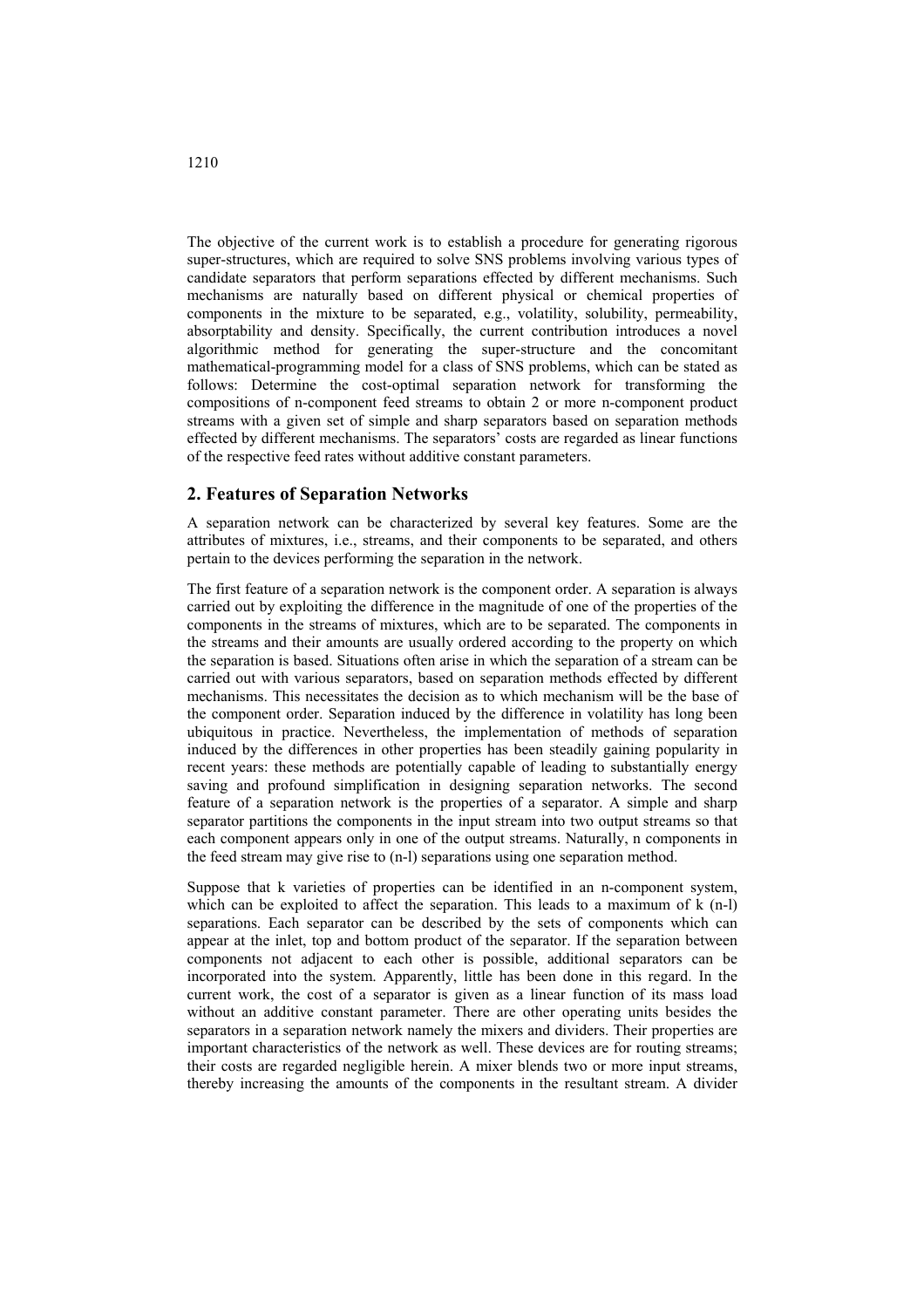The objective of the current work is to establish a procedure for generating rigorous super-structures, which are required to solve SNS problems involving various types of candidate separators that perform separations effected by different mechanisms. Such mechanisms are naturally based on different physical or chemical properties of components in the mixture to be separated, e.g., volatility, solubility, permeability, absorptability and density. Specifically, the current contribution introduces a novel algorithmic method for generating the super-structure and the concomitant mathematical-programming model for a class of SNS problems, which can be stated as follows: Determine the cost-optimal separation network for transforming the compositions of n-component feed streams to obtain 2 or more n-component product streams with a given set of simple and sharp separators based on separation methods effected by different mechanisms. The separators' costs are regarded as linear functions of the respective feed rates without additive constant parameters.

## 2. Features of Separation Networks

A separation network can be characterized by several key features. Some are the attributes of mixtures, i.e., streams, and their components to be separated, and others pertain to the devices performing the separation in the network.

The first feature of a separation network is the component order. A separation is always carried out by exploiting the difference in the magnitude of one of the properties of the components in the streams of mixtures, which are to be separated. The components in the streams and their amounts are usually ordered according to the property on which the separation is based. Situations often arise in which the separation of a stream can be carried out with various separators, based on separation methods effected by different mechanisms. This necessitates the decision as to which mechanism will be the base of the component order. Separation induced by the difference in volatility has long been ubiquitous in practice. Nevertheless, the implementation of methods of separation induced by the differences in other properties has been steadily gaining popularity in recent years: these methods are potentially capable of leading to substantially energy saving and profound simplification in designing separation networks. The second feature of a separation network is the properties of a separator. A simple and sharp separator partitions the components in the input stream into two output streams so that each component appears only in one of the output streams. Naturally, n components in the feed stream may give rise to (n-l) separations using one separation method.

Suppose that k varieties of properties can be identified in an n-component system, which can be exploited to affect the separation. This leads to a maximum of k (n-l) separations. Each separator can be described by the sets of components which can appear at the inlet, top and bottom product of the separator. If the separation between components not adjacent to each other is possible, additional separators can be incorporated into the system. Apparently, little has been done in this regard. In the current work, the cost of a separator is given as a linear function of its mass load without an additive constant parameter. There are other operating units besides the separators in a separation network namely the mixers and dividers. Their properties are important characteristics of the network as well. These devices are for routing streams; their costs are regarded negligible herein. A mixer blends two or more input streams, thereby increasing the amounts of the components in the resultant stream. A divider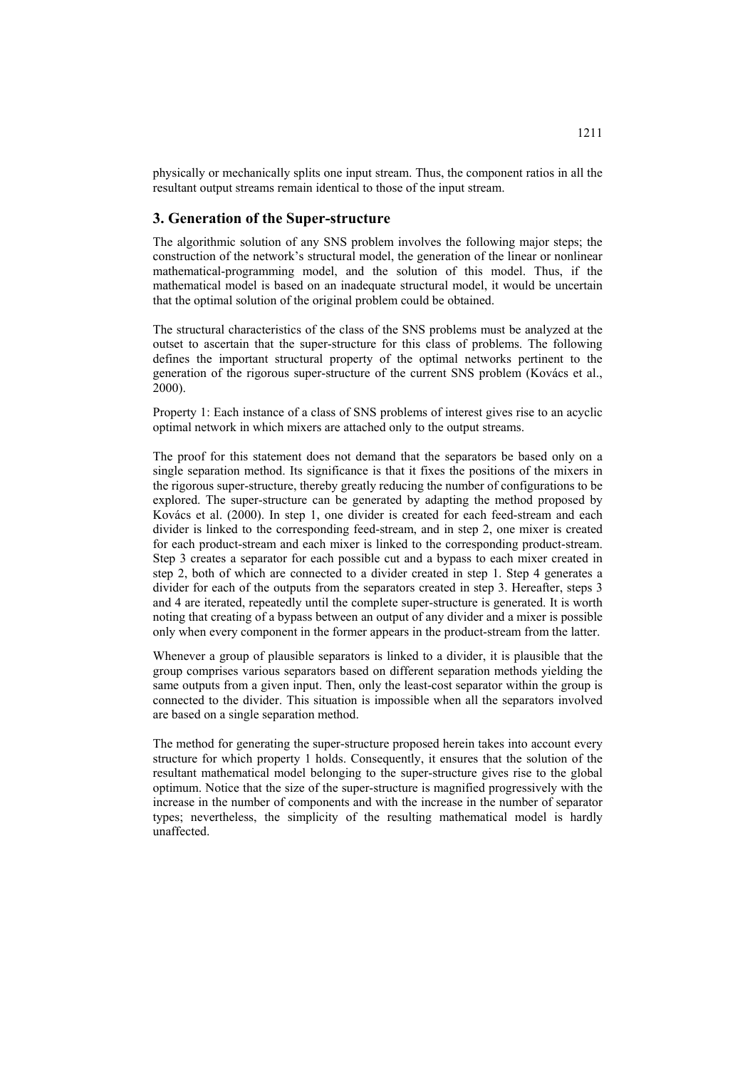physically or mechanically splits one input stream. Thus, the component ratios in all the resultant output streams remain identical to those of the input stream.

## 3. Generation of the Super-structure

The algorithmic solution of any SNS problem involves the following major steps; the construction of the network's structural model, the generation of the linear or nonlinear mathematical-programming model, and the solution of this model. Thus, if the mathematical model is based on an inadequate structural model, it would be uncertain that the optimal solution of the original problem could be obtained.

The structural characteristics of the class of the SNS problems must be analyzed at the outset to ascertain that the super-structure for this class of problems. The following defines the important structural property of the optimal networks pertinent to the generation of the rigorous super-structure of the current SNS problem (Kovács et al., 2000).

Property 1: Each instance of a class of SNS problems of interest gives rise to an acyclic optimal network in which mixers are attached only to the output streams.

The proof for this statement does not demand that the separators be based only on a single separation method. Its significance is that it fixes the positions of the mixers in the rigorous super-structure, thereby greatly reducing the number of configurations to be explored. The super-structure can be generated by adapting the method proposed by Kovács et al. (2000). In step 1, one divider is created for each feed-stream and each divider is linked to the corresponding feed-stream, and in step 2, one mixer is created for each product-stream and each mixer is linked to the corresponding product-stream. Step 3 creates a separator for each possible cut and a bypass to each mixer created in step 2, both of which are connected to a divider created in step 1. Step 4 generates a divider for each of the outputs from the separators created in step 3. Hereafter, steps 3 and 4 are iterated, repeatedly until the complete super-structure is generated. It is worth noting that creating of a bypass between an output of any divider and a mixer is possible only when every component in the former appears in the product-stream from the latter.

Whenever a group of plausible separators is linked to a divider, it is plausible that the group comprises various separators based on different separation methods yielding the same outputs from a given input. Then, only the least-cost separator within the group is connected to the divider. This situation is impossible when all the separators involved are based on a single separation method.

The method for generating the super-structure proposed herein takes into account every structure for which property 1 holds. Consequently, it ensures that the solution of the resultant mathematical model belonging to the super-structure gives rise to the global optimum. Notice that the size of the super-structure is magnified progressively with the increase in the number of components and with the increase in the number of separator types; nevertheless, the simplicity of the resulting mathematical model is hardly unaffected.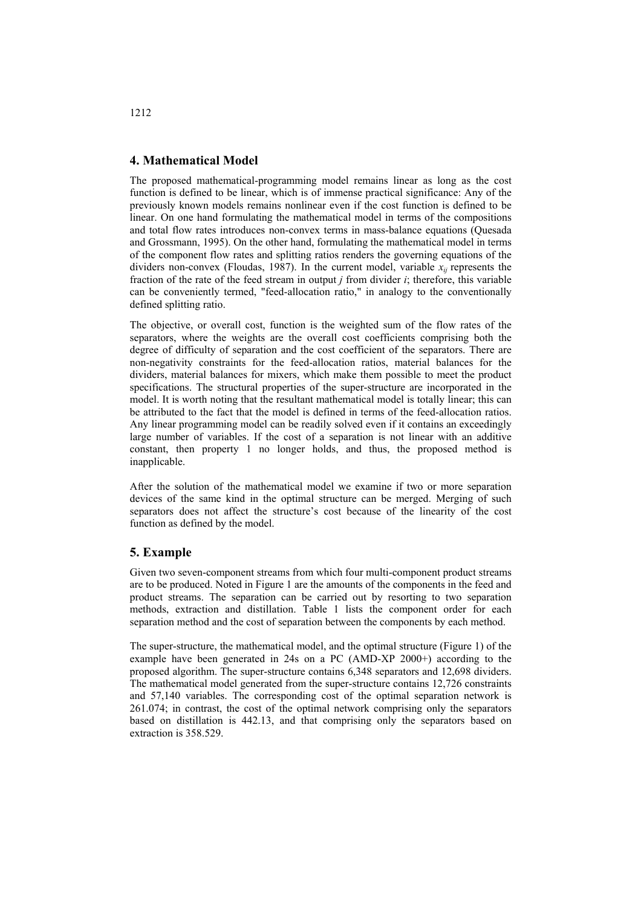## 4. Mathematical Model

The proposed mathematical-programming model remains linear as long as the cost function is defined to be linear, which is of immense practical significance: Any of the previously known models remains nonlinear even if the cost function is defined to be linear. On one hand formulating the mathematical model in terms of the compositions and total flow rates introduces non-convex terms in mass-balance equations (Quesada and Grossmann, 1995). On the other hand, formulating the mathematical model in terms of the component flow rates and splitting ratios renders the governing equations of the dividers non-convex (Floudas, 1987). In the current model, variable $x_{ij}$ represents the fraction of the rate of the feed stream in output $j$ from divider $i$; therefore, this variable can be conveniently termed, "feed-allocation ratio," in analogy to the conventionally defined splitting ratio.

The objective, or overall cost, function is the weighted sum of the flow rates of the separators, where the weights are the overall cost coefficients comprising both the degree of difficulty of separation and the cost coefficient of the separators. There are non-negativity constraints for the feed-allocation ratios, material balances for the dividers, material balances for mixers, which make them possible to meet the product specifications. The structural properties of the super-structure are incorporated in the model. It is worth noting that the resultant mathematical model is totally linear; this can be attributed to the fact that the model is defined in terms of the feed-allocation ratios. Any linear programming model can be readily solved even if it contains an exceedingly large number of variables. If the cost of a separation is not linear with an additive constant, then property 1 no longer holds, and thus, the proposed method is inapplicable.

After the solution of the mathematical model we examine if two or more separation devices of the same kind in the optimal structure can be merged. Merging of such separators does not affect the structure's cost because of the linearity of the cost function as defined by the model.

## 5. Example

Given two seven-component streams from which four multi-component product streams are to be produced. Noted in Figure 1 are the amounts of the components in the feed and product streams. The separation can be carried out by resorting to two separation methods, extraction and distillation. Table 1 lists the component order for each separation method and the cost of separation between the components by each method.

The super-structure, the mathematical model, and the optimal structure (Figure 1) of the example have been generated in 24s on a PC (AMD-XP 2000+) according to the proposed algorithm. The super-structure contains 6,348 separators and 12,698 dividers. The mathematical model generated from the super-structure contains 12,726 constraints and 57,140 variables. The corresponding cost of the optimal separation network is 261.074; in contrast, the cost of the optimal network comprising only the separators based on distillation is 442.13, and that comprising only the separators based on extraction is 358.529.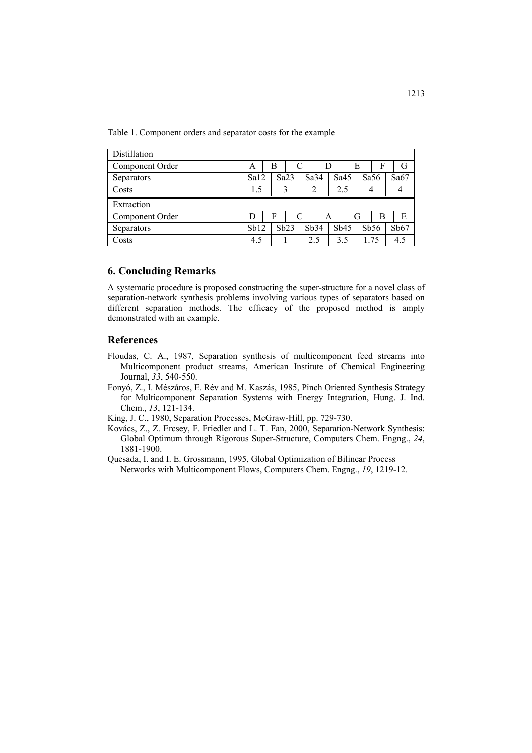Table 1. Component orders and separator costs for the example

| Distillation | | | | | | | | | | | | | |
|---|---|---|---|---|---|---|---|---|---|---|---|---|---|
| Component Order | A | | B | | C | | D | | E | | F | | G |
| Separators | | Sa12 | | Sa23 | | Sa34 | | Sa45 | | Sa56 | | Sa67 | |
| Costs | | 1.5 | | 3 | | 2 | | 2.5 | | 4 | | 4 | |
| **Extraction** | | | | | | | | | | | | | |
| Component Order | D | | F | | C | | A | | G | | B | | E |
| Separators | | Sb12 | | Sb23 | | Sb34 | | Sb45 | | Sb56 | | Sb67 | |
| Costs | | 4.5 | | 1 | | 2.5 | | 3.5 | | 1.75 | | 4.5 | |

## 6. Concluding Remarks

A systematic procedure is proposed constructing the super-structure for a novel class of separation-network synthesis problems involving various types of separators based on different separation methods. The efficacy of the proposed method is amply demonstrated with an example.

## References

Floudas, C. A., 1987, Separation synthesis of multicomponent feed streams into Multicomponent product streams, American Institute of Chemical Engineering Journal, *33*, 540-550.

Fonyó, Z., I. Mészáros, E. Rév and M. Kaszás, 1985, Pinch Oriented Synthesis Strategy for Multicomponent Separation Systems with Energy Integration, Hung. J. Ind. Chem., *13*, 121-134.

King, J. C., 1980, Separation Processes, McGraw-Hill, pp. 729-730.

Kovács, Z., Z. Ercsey, F. Friedler and L. T. Fan, 2000, Separation-Network Synthesis: Global Optimum through Rigorous Super-Structure, Computers Chem. Engng., *24*, 1881-1900.

Quesada, I. and I. E. Grossmann, 1995, Global Optimization of Bilinear Process Networks with Multicomponent Flows, Computers Chem. Engng., *19*, 1219-12.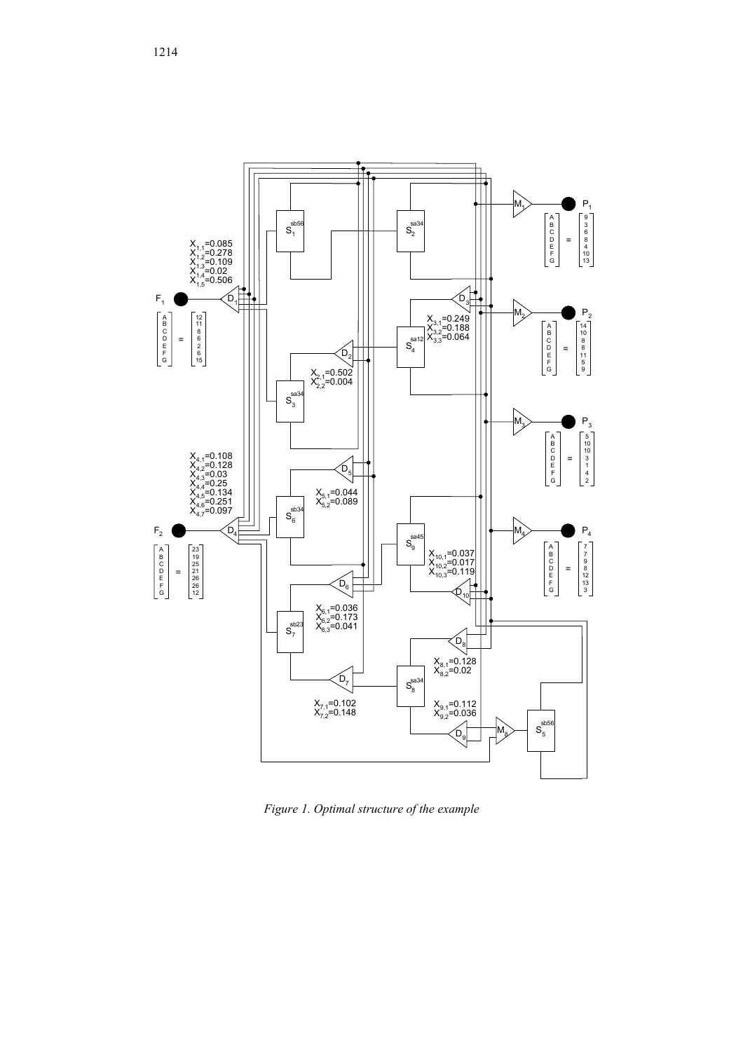F$_1$

$$\begin{bmatrix} A \\ B \\ C \\ D \\ E \\ F \\ G \end{bmatrix} = \begin{bmatrix} 12 \\ 11 \\ 8 \\ 6 \\ 2 \\ 6 \\ 15 \end{bmatrix}$$

$X_{1,1}$=0.085
$X_{1,2}$=0.278
$X_{1,3}$=0.109
$X_{1,4}$=0.02
$X_{1,5}$=0.506

D$_1$

$S_1^{sb56}$

$S_2^{sa34}$

M$_1$

P$_1$

$$\begin{bmatrix} A \\ B \\ C \\ D \\ E \\ F \\ G \end{bmatrix} = \begin{bmatrix} 9 \\ 3 \\ 6 \\ 8 \\ 4 \\ 10 \\ 13 \end{bmatrix}$$

D$_3$

M$_2$

P$_2$

$$\begin{bmatrix} A \\ B \\ C \\ D \\ E \\ F \\ G \end{bmatrix} = \begin{bmatrix} 14 \\ 10 \\ 8 \\ 8 \\ 11 \\ 5 \\ 9 \end{bmatrix}$$

$X_{3,1}$=0.249
$X_{3,2}$=0.188
$X_{3,3}$=0.064

$S_4^{sa12}$

D$_2$

$X_{2,1}$=0.502
$X_{2,2}$=0.004

$S_3^{sa34}$

M$_3$

P$_3$

$$\begin{bmatrix} A \\ B \\ C \\ D \\ E \\ F \\ G \end{bmatrix} = \begin{bmatrix} 5 \\ 10 \\ 10 \\ 3 \\ 1 \\ 4 \\ 2 \end{bmatrix}$$

$X_{4,1}$=0.108
$X_{4,2}$=0.128
$X_{4,3}$=0.03
$X_{4,4}$=0.25
$X_{4,5}$=0.134
$X_{4,6}$=0.251
$X_{4,7}$=0.097

D$_5$

$X_{5,1}$=0.044
$X_{5,2}$=0.089

$S_6^{sb34}$

F$_2$

$$\begin{bmatrix} A \\ B \\ C \\ D \\ E \\ F \\ G \end{bmatrix} = \begin{bmatrix} 23 \\ 19 \\ 25 \\ 21 \\ 26 \\ 26 \\ 12 \end{bmatrix}$$

D$_4$

$S_9^{sa45}$

M$_4$

P$_4$

$$\begin{bmatrix} A \\ B \\ C \\ D \\ E \\ F \\ G \end{bmatrix} = \begin{bmatrix} 7 \\ 7 \\ 9 \\ 8 \\ 12 \\ 13 \\ 3 \end{bmatrix}$$

$X_{10,1}$=0.037
$X_{10,2}$=0.017
$X_{10,3}$=0.119

D$_{10}$

D$_6$

$X_{6,1}$=0.036
$X_{6,2}$=0.173
$X_{6,3}$=0.041

$S_7^{sb23}$

D$_8$

$X_{8,1}$=0.128
$X_{8,2}$=0.02

D$_7$

$S_8^{sa34}$

$X_{7,1}$=0.102
$X_{7,2}$=0.148

$X_{9,1}$=0.112
$X_{9,2}$=0.036

D$_9$

M$_5$

$S_5^{sb56}$

*Figure 1. Optimal structure of the example*